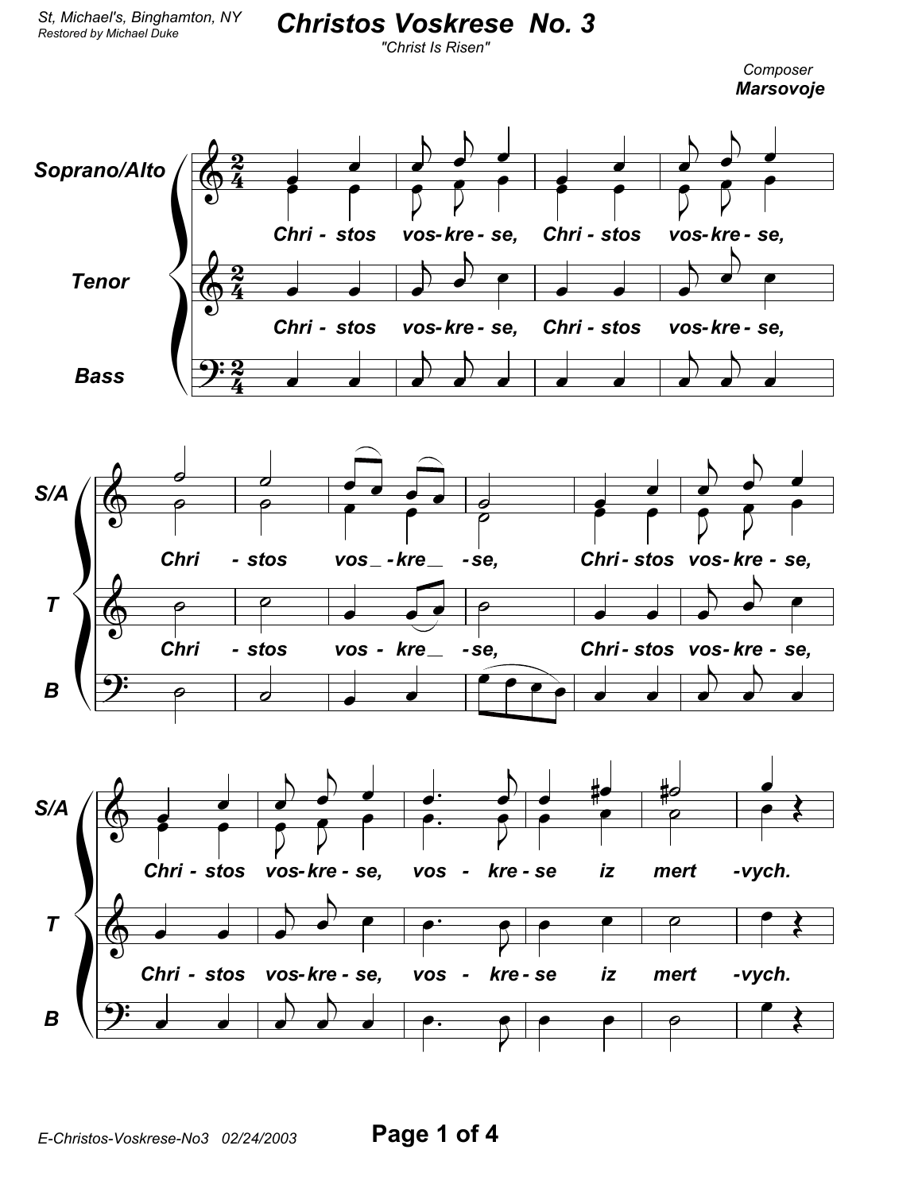St, Michael's, Binghamton, NY
*Restored by Michael Duke*

# Christos Voskrese No. 3

*"Christ Is Risen"*

Composer
**Marsovoje**

**Soprano/Alto**

Chri - stos vos- kre - se, Chri - stos vos- kre - se,

**Tenor**

Chri - stos vos- kre - se, Chri - stos vos- kre - se,

**Bass**

**S/A**

Chri - stos vos_ - kre_ - se, Chri- stos vos- kre - se,

**T**

Chri - stos vos - kre_ - se, Chri- stos vos- kre - se,

**B**

**S/A**

Chri - stos vos- kre - se, vos - kre - se iz mert -vych.

**T**

Chri - stos vos- kre - se, vos - kre - se iz mert -vych.

**B**

E-Christos-Voskrese-No3 02/24/2003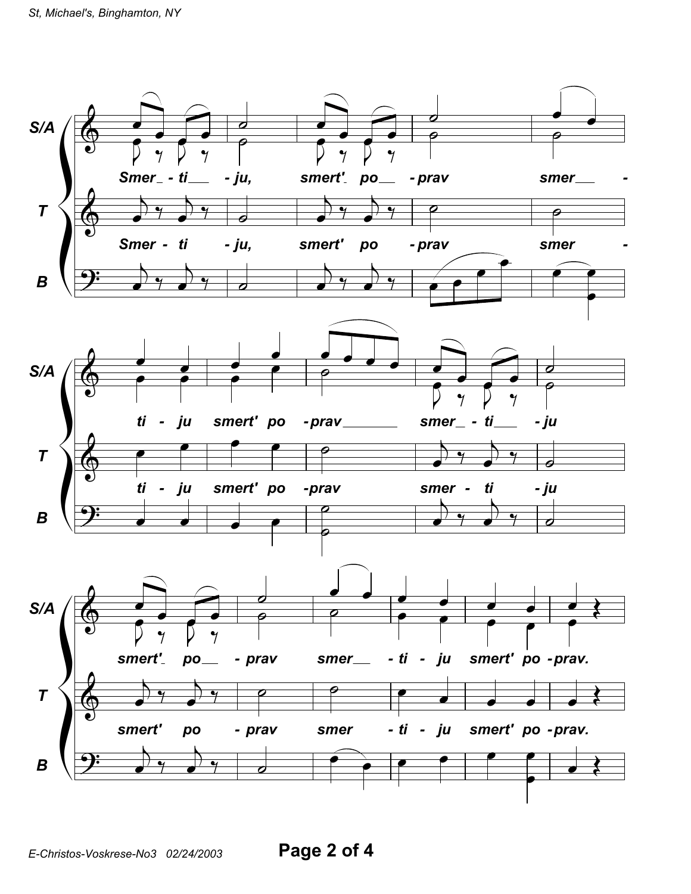S/A

Smer - ti - ju, smert' po - prav smer - ti - ju smert' po - prav smer - ti - ju

smert' po - prav smer - ti - ju smert' po - prav.

T

Smer - ti - ju, smert' po - prav smer - ti - ju smert' po - prav smer - ti - ju

smert' po - prav smer - ti - ju smert' po - prav.

B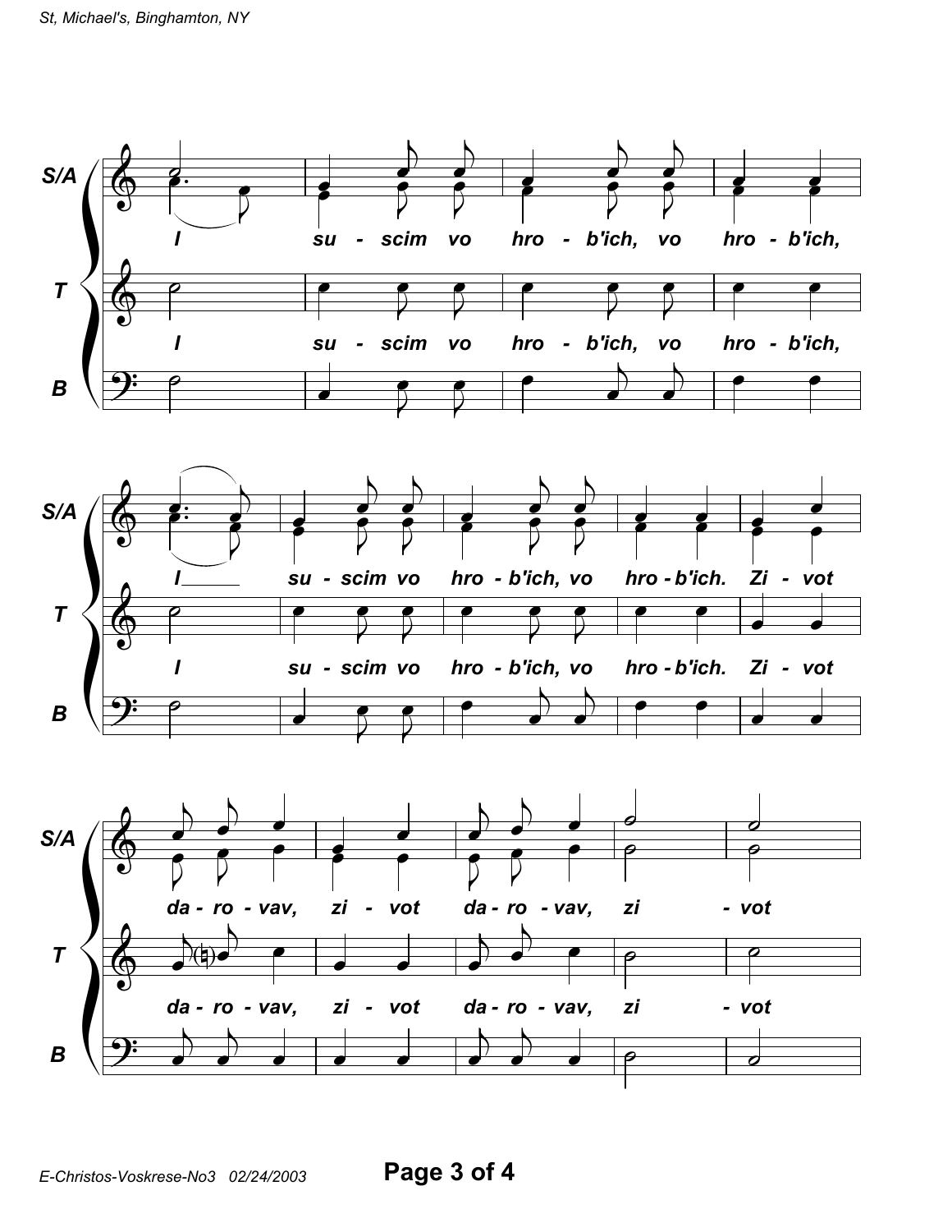S/A

I su - scim vo hro - b'ich, vo hro - b'ich,

T

I su - scim vo hro - b'ich, vo hro - b'ich,

B

S/A

I_____ su - scim vo hro - b'ich, vo hro - b'ich. Zi - vot

T

I su - scim vo hro - b'ich, vo hro - b'ich. Zi - vot

B

S/A

da - ro - vav, zi - vot da - ro - vav, zi - vot

T

da - ro - vav, zi - vot da - ro - vav, zi - vot

B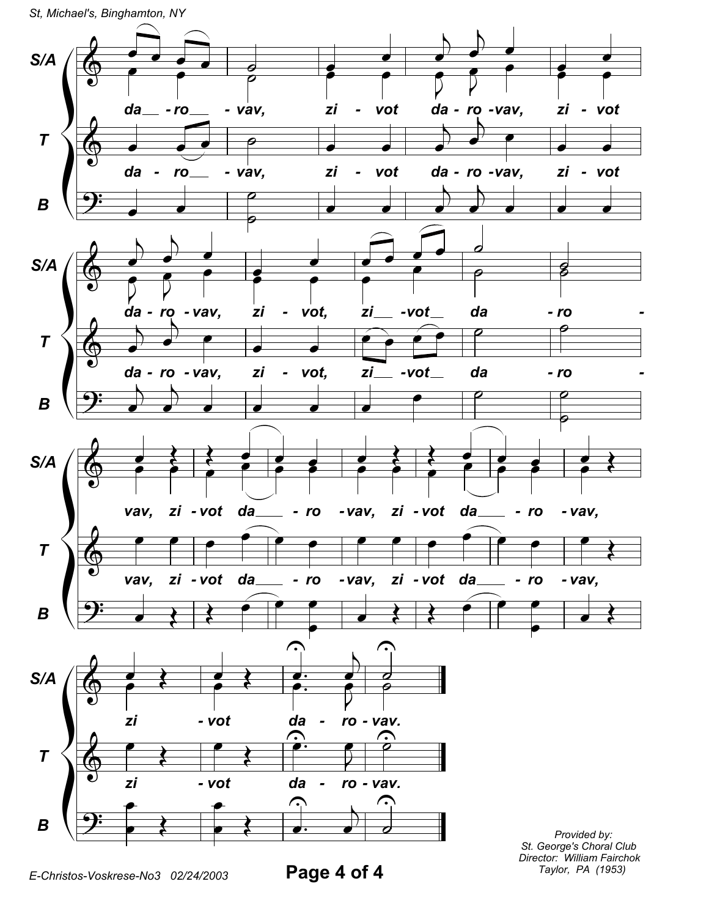St, Michael's, Binghamton, NY

S/A
T
B

da - ro - vav, zi - vot da - ro - vav, zi - vot

da - ro - vav, zi - vot, zi - vot da - ro -

vav, zi - vot da - ro - vav, zi - vot da - ro - vav,

zi - vot da - ro - vav.

E-Christos-Voskrese-No3 02/24/2003

Provided by:
St. George's Choral Club
Director: William Fairchok
Taylor, PA (1953)